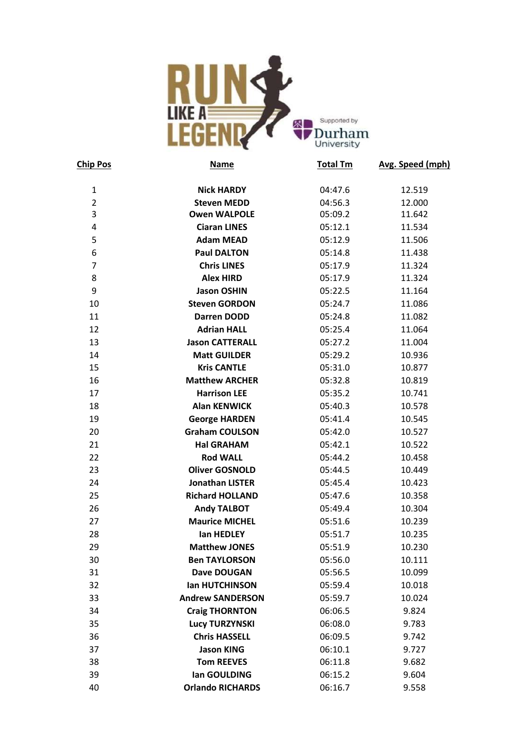RUN LIKE A LEGEND

Supported by Durham University

| Chip Pos | Name | Total Tm | Avg. Speed (mph) |
|---|---|---|---|
| 1 | Nick HARDY | 04:47.6 | 12.519 |
| 2 | Steven MEDD | 04:56.3 | 12.000 |
| 3 | Owen WALPOLE | 05:09.2 | 11.642 |
| 4 | Ciaran LINES | 05:12.1 | 11.534 |
| 5 | Adam MEAD | 05:12.9 | 11.506 |
| 6 | Paul DALTON | 05:14.8 | 11.438 |
| 7 | Chris LINES | 05:17.9 | 11.324 |
| 8 | Alex HIRD | 05:17.9 | 11.324 |
| 9 | Jason OSHIN | 05:22.5 | 11.164 |
| 10 | Steven GORDON | 05:24.7 | 11.086 |
| 11 | Darren DODD | 05:24.8 | 11.082 |
| 12 | Adrian HALL | 05:25.4 | 11.064 |
| 13 | Jason CATTERALL | 05:27.2 | 11.004 |
| 14 | Matt GUILDER | 05:29.2 | 10.936 |
| 15 | Kris CANTLE | 05:31.0 | 10.877 |
| 16 | Matthew ARCHER | 05:32.8 | 10.819 |
| 17 | Harrison LEE | 05:35.2 | 10.741 |
| 18 | Alan KENWICK | 05:40.3 | 10.578 |
| 19 | George HARDEN | 05:41.4 | 10.545 |
| 20 | Graham COULSON | 05:42.0 | 10.527 |
| 21 | Hal GRAHAM | 05:42.1 | 10.522 |
| 22 | Rod WALL | 05:44.2 | 10.458 |
| 23 | Oliver GOSNOLD | 05:44.5 | 10.449 |
| 24 | Jonathan LISTER | 05:45.4 | 10.423 |
| 25 | Richard HOLLAND | 05:47.6 | 10.358 |
| 26 | Andy TALBOT | 05:49.4 | 10.304 |
| 27 | Maurice MICHEL | 05:51.6 | 10.239 |
| 28 | Ian HEDLEY | 05:51.7 | 10.235 |
| 29 | Matthew JONES | 05:51.9 | 10.230 |
| 30 | Ben TAYLORSON | 05:56.0 | 10.111 |
| 31 | Dave DOUGAN | 05:56.5 | 10.099 |
| 32 | Ian HUTCHINSON | 05:59.4 | 10.018 |
| 33 | Andrew SANDERSON | 05:59.7 | 10.024 |
| 34 | Craig THORNTON | 06:06.5 | 9.824 |
| 35 | Lucy TURZYNSKI | 06:08.0 | 9.783 |
| 36 | Chris HASSELL | 06:09.5 | 9.742 |
| 37 | Jason KING | 06:10.1 | 9.727 |
| 38 | Tom REEVES | 06:11.8 | 9.682 |
| 39 | Ian GOULDING | 06:15.2 | 9.604 |
| 40 | Orlando RICHARDS | 06:16.7 | 9.558 |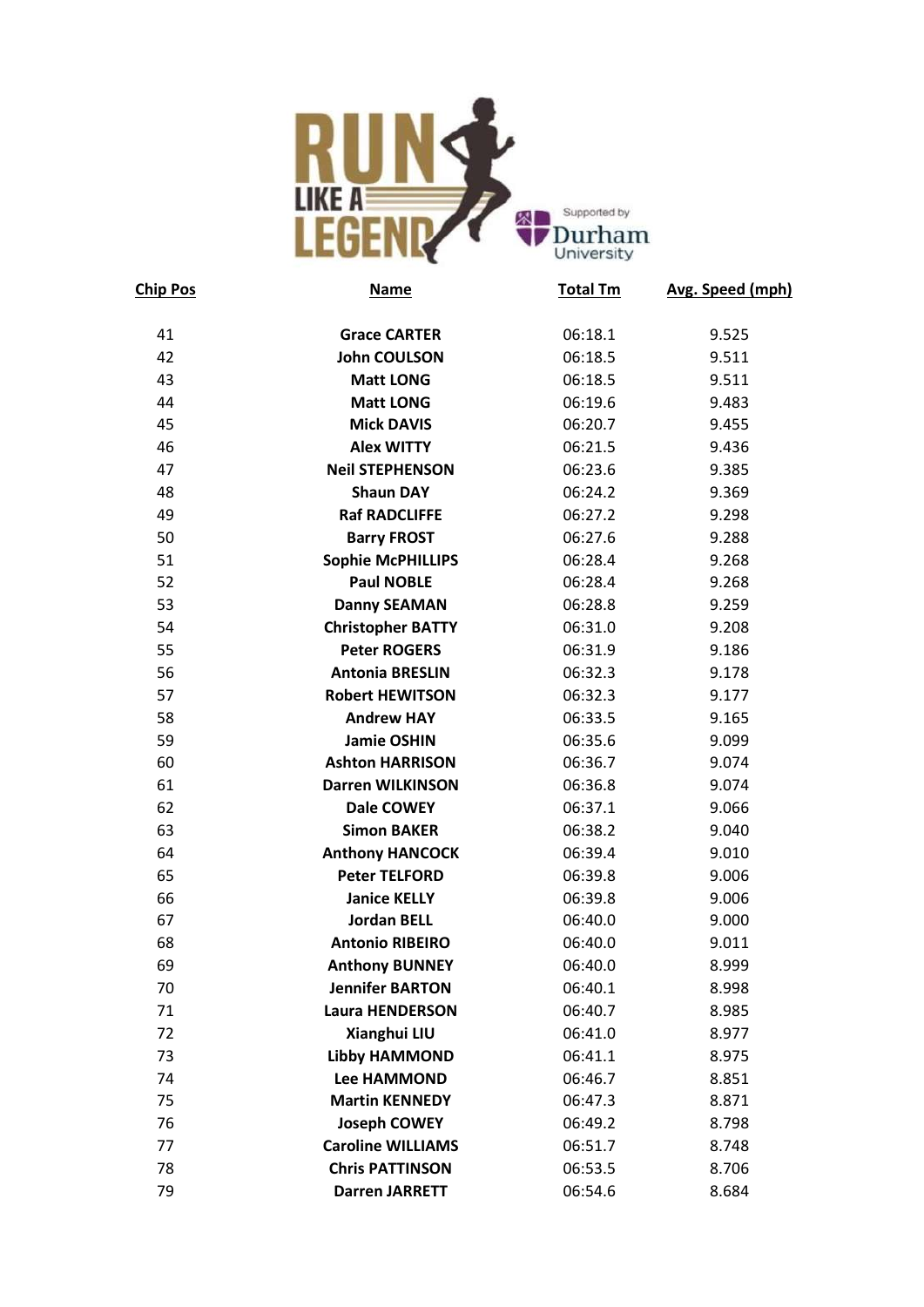| Chip Pos | Name | Total Tm | Avg. Speed (mph) |
|---|---|---|---|
| 41 | **Grace CARTER** | 06:18.1 | 9.525 |
| 42 | **John COULSON** | 06:18.5 | 9.511 |
| 43 | **Matt LONG** | 06:18.5 | 9.511 |
| 44 | **Matt LONG** | 06:19.6 | 9.483 |
| 45 | **Mick DAVIS** | 06:20.7 | 9.455 |
| 46 | **Alex WITTY** | 06:21.5 | 9.436 |
| 47 | **Neil STEPHENSON** | 06:23.6 | 9.385 |
| 48 | **Shaun DAY** | 06:24.2 | 9.369 |
| 49 | **Raf RADCLIFFE** | 06:27.2 | 9.298 |
| 50 | **Barry FROST** | 06:27.6 | 9.288 |
| 51 | **Sophie McPHILLIPS** | 06:28.4 | 9.268 |
| 52 | **Paul NOBLE** | 06:28.4 | 9.268 |
| 53 | **Danny SEAMAN** | 06:28.8 | 9.259 |
| 54 | **Christopher BATTY** | 06:31.0 | 9.208 |
| 55 | **Peter ROGERS** | 06:31.9 | 9.186 |
| 56 | **Antonia BRESLIN** | 06:32.3 | 9.178 |
| 57 | **Robert HEWITSON** | 06:32.3 | 9.177 |
| 58 | **Andrew HAY** | 06:33.5 | 9.165 |
| 59 | **Jamie OSHIN** | 06:35.6 | 9.099 |
| 60 | **Ashton HARRISON** | 06:36.7 | 9.074 |
| 61 | **Darren WILKINSON** | 06:36.8 | 9.074 |
| 62 | **Dale COWEY** | 06:37.1 | 9.066 |
| 63 | **Simon BAKER** | 06:38.2 | 9.040 |
| 64 | **Anthony HANCOCK** | 06:39.4 | 9.010 |
| 65 | **Peter TELFORD** | 06:39.8 | 9.006 |
| 66 | **Janice KELLY** | 06:39.8 | 9.006 |
| 67 | **Jordan BELL** | 06:40.0 | 9.000 |
| 68 | **Antonio RIBEIRO** | 06:40.0 | 9.011 |
| 69 | **Anthony BUNNEY** | 06:40.0 | 8.999 |
| 70 | **Jennifer BARTON** | 06:40.1 | 8.998 |
| 71 | **Laura HENDERSON** | 06:40.7 | 8.985 |
| 72 | **Xianghui LIU** | 06:41.0 | 8.977 |
| 73 | **Libby HAMMOND** | 06:41.1 | 8.975 |
| 74 | **Lee HAMMOND** | 06:46.7 | 8.851 |
| 75 | **Martin KENNEDY** | 06:47.3 | 8.871 |
| 76 | **Joseph COWEY** | 06:49.2 | 8.798 |
| 77 | **Caroline WILLIAMS** | 06:51.7 | 8.748 |
| 78 | **Chris PATTINSON** | 06:53.5 | 8.706 |
| 79 | **Darren JARRETT** | 06:54.6 | 8.684 |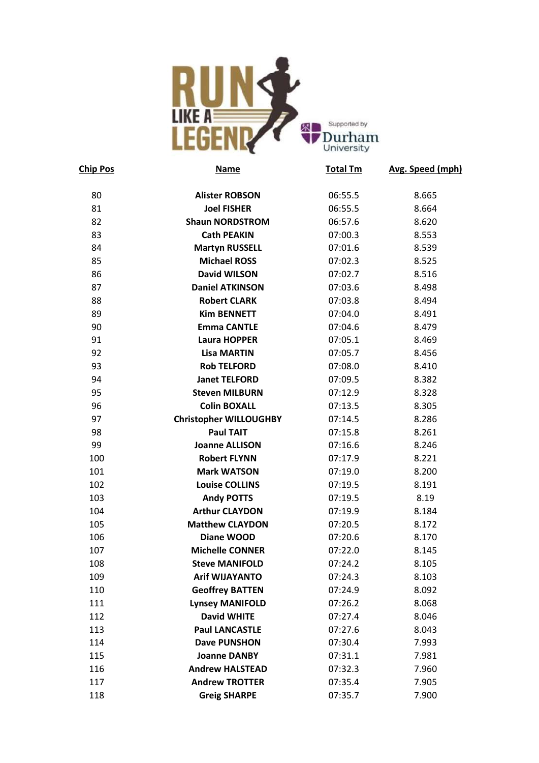RUN LIKE A LEGEND

Supported by Durham University

| Chip Pos | Name | Total Tm | Avg. Speed (mph) |
|---|---|---|---|
| 80 | Alister ROBSON | 06:55.5 | 8.665 |
| 81 | Joel FISHER | 06:55.5 | 8.664 |
| 82 | Shaun NORDSTROM | 06:57.6 | 8.620 |
| 83 | Cath PEAKIN | 07:00.3 | 8.553 |
| 84 | Martyn RUSSELL | 07:01.6 | 8.539 |
| 85 | Michael ROSS | 07:02.3 | 8.525 |
| 86 | David WILSON | 07:02.7 | 8.516 |
| 87 | Daniel ATKINSON | 07:03.6 | 8.498 |
| 88 | Robert CLARK | 07:03.8 | 8.494 |
| 89 | Kim BENNETT | 07:04.0 | 8.491 |
| 90 | Emma CANTLE | 07:04.6 | 8.479 |
| 91 | Laura HOPPER | 07:05.1 | 8.469 |
| 92 | Lisa MARTIN | 07:05.7 | 8.456 |
| 93 | Rob TELFORD | 07:08.0 | 8.410 |
| 94 | Janet TELFORD | 07:09.5 | 8.382 |
| 95 | Steven MILBURN | 07:12.9 | 8.328 |
| 96 | Colin BOXALL | 07:13.5 | 8.305 |
| 97 | Christopher WILLOUGHBY | 07:14.5 | 8.286 |
| 98 | Paul TAIT | 07:15.8 | 8.261 |
| 99 | Joanne ALLISON | 07:16.6 | 8.246 |
| 100 | Robert FLYNN | 07:17.9 | 8.221 |
| 101 | Mark WATSON | 07:19.0 | 8.200 |
| 102 | Louise COLLINS | 07:19.5 | 8.191 |
| 103 | Andy POTTS | 07:19.5 | 8.19 |
| 104 | Arthur CLAYDON | 07:19.9 | 8.184 |
| 105 | Matthew CLAYDON | 07:20.5 | 8.172 |
| 106 | Diane WOOD | 07:20.6 | 8.170 |
| 107 | Michelle CONNER | 07:22.0 | 8.145 |
| 108 | Steve MANIFOLD | 07:24.2 | 8.105 |
| 109 | Arif WIJAYANTO | 07:24.3 | 8.103 |
| 110 | Geoffrey BATTEN | 07:24.9 | 8.092 |
| 111 | Lynsey MANIFOLD | 07:26.2 | 8.068 |
| 112 | David WHITE | 07:27.4 | 8.046 |
| 113 | Paul LANCASTLE | 07:27.6 | 8.043 |
| 114 | Dave PUNSHON | 07:30.4 | 7.993 |
| 115 | Joanne DANBY | 07:31.1 | 7.981 |
| 116 | Andrew HALSTEAD | 07:32.3 | 7.960 |
| 117 | Andrew TROTTER | 07:35.4 | 7.905 |
| 118 | Greig SHARPE | 07:35.7 | 7.900 |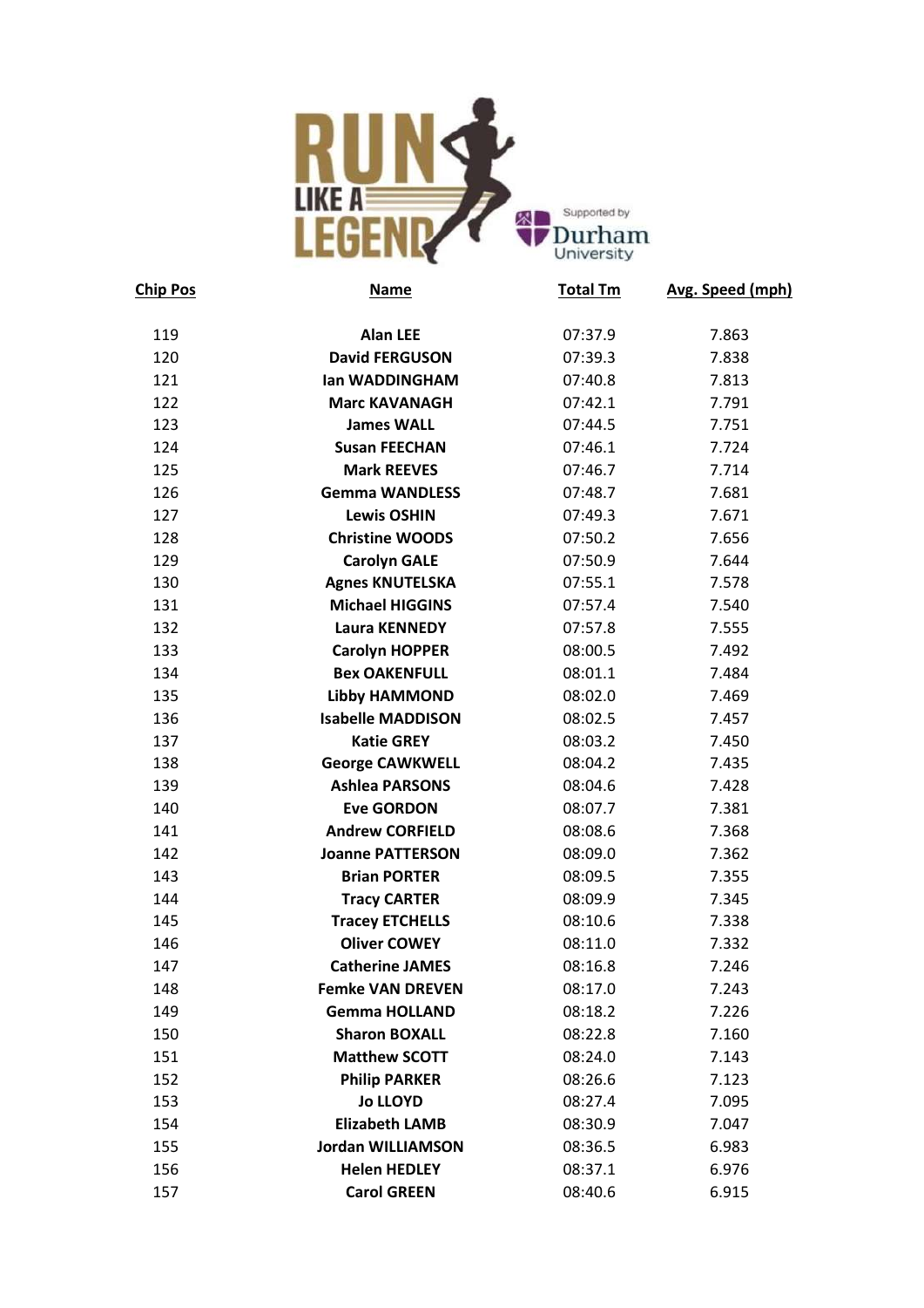| Chip Pos | Name | Total Tm | Avg. Speed (mph) |
|---|---|---|---|
| 119 | **Alan LEE** | 07:37.9 | 7.863 |
| 120 | **David FERGUSON** | 07:39.3 | 7.838 |
| 121 | **Ian WADDINGHAM** | 07:40.8 | 7.813 |
| 122 | **Marc KAVANAGH** | 07:42.1 | 7.791 |
| 123 | **James WALL** | 07:44.5 | 7.751 |
| 124 | **Susan FEECHAN** | 07:46.1 | 7.724 |
| 125 | **Mark REEVES** | 07:46.7 | 7.714 |
| 126 | **Gemma WANDLESS** | 07:48.7 | 7.681 |
| 127 | **Lewis OSHIN** | 07:49.3 | 7.671 |
| 128 | **Christine WOODS** | 07:50.2 | 7.656 |
| 129 | **Carolyn GALE** | 07:50.9 | 7.644 |
| 130 | **Agnes KNUTELSKA** | 07:55.1 | 7.578 |
| 131 | **Michael HIGGINS** | 07:57.4 | 7.540 |
| 132 | **Laura KENNEDY** | 07:57.8 | 7.555 |
| 133 | **Carolyn HOPPER** | 08:00.5 | 7.492 |
| 134 | **Bex OAKENFULL** | 08:01.1 | 7.484 |
| 135 | **Libby HAMMOND** | 08:02.0 | 7.469 |
| 136 | **Isabelle MADDISON** | 08:02.5 | 7.457 |
| 137 | **Katie GREY** | 08:03.2 | 7.450 |
| 138 | **George CAWKWELL** | 08:04.2 | 7.435 |
| 139 | **Ashlea PARSONS** | 08:04.6 | 7.428 |
| 140 | **Eve GORDON** | 08:07.7 | 7.381 |
| 141 | **Andrew CORFIELD** | 08:08.6 | 7.368 |
| 142 | **Joanne PATTERSON** | 08:09.0 | 7.362 |
| 143 | **Brian PORTER** | 08:09.5 | 7.355 |
| 144 | **Tracy CARTER** | 08:09.9 | 7.345 |
| 145 | **Tracey ETCHELLS** | 08:10.6 | 7.338 |
| 146 | **Oliver COWEY** | 08:11.0 | 7.332 |
| 147 | **Catherine JAMES** | 08:16.8 | 7.246 |
| 148 | **Femke VAN DREVEN** | 08:17.0 | 7.243 |
| 149 | **Gemma HOLLAND** | 08:18.2 | 7.226 |
| 150 | **Sharon BOXALL** | 08:22.8 | 7.160 |
| 151 | **Matthew SCOTT** | 08:24.0 | 7.143 |
| 152 | **Philip PARKER** | 08:26.6 | 7.123 |
| 153 | **Jo LLOYD** | 08:27.4 | 7.095 |
| 154 | **Elizabeth LAMB** | 08:30.9 | 7.047 |
| 155 | **Jordan WILLIAMSON** | 08:36.5 | 6.983 |
| 156 | **Helen HEDLEY** | 08:37.1 | 6.976 |
| 157 | **Carol GREEN** | 08:40.6 | 6.915 |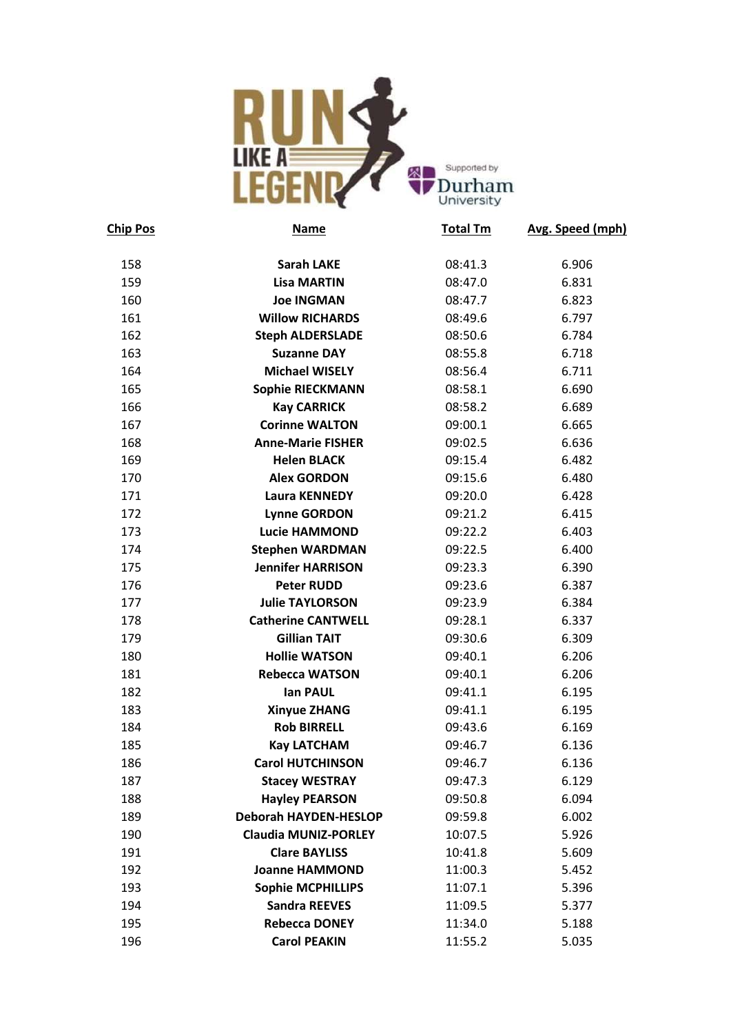| Chip Pos | Name | Total Tm | Avg. Speed (mph) |
|---|---|---|---|
| 158 | Sarah LAKE | 08:41.3 | 6.906 |
| 159 | Lisa MARTIN | 08:47.0 | 6.831 |
| 160 | Joe INGMAN | 08:47.7 | 6.823 |
| 161 | Willow RICHARDS | 08:49.6 | 6.797 |
| 162 | Steph ALDERSLADE | 08:50.6 | 6.784 |
| 163 | Suzanne DAY | 08:55.8 | 6.718 |
| 164 | Michael WISELY | 08:56.4 | 6.711 |
| 165 | Sophie RIECKMANN | 08:58.1 | 6.690 |
| 166 | Kay CARRICK | 08:58.2 | 6.689 |
| 167 | Corinne WALTON | 09:00.1 | 6.665 |
| 168 | Anne-Marie FISHER | 09:02.5 | 6.636 |
| 169 | Helen BLACK | 09:15.4 | 6.482 |
| 170 | Alex GORDON | 09:15.6 | 6.480 |
| 171 | Laura KENNEDY | 09:20.0 | 6.428 |
| 172 | Lynne GORDON | 09:21.2 | 6.415 |
| 173 | Lucie HAMMOND | 09:22.2 | 6.403 |
| 174 | Stephen WARDMAN | 09:22.5 | 6.400 |
| 175 | Jennifer HARRISON | 09:23.3 | 6.390 |
| 176 | Peter RUDD | 09:23.6 | 6.387 |
| 177 | Julie TAYLORSON | 09:23.9 | 6.384 |
| 178 | Catherine CANTWELL | 09:28.1 | 6.337 |
| 179 | Gillian TAIT | 09:30.6 | 6.309 |
| 180 | Hollie WATSON | 09:40.1 | 6.206 |
| 181 | Rebecca WATSON | 09:40.1 | 6.206 |
| 182 | Ian PAUL | 09:41.1 | 6.195 |
| 183 | Xinyue ZHANG | 09:41.1 | 6.195 |
| 184 | Rob BIRRELL | 09:43.6 | 6.169 |
| 185 | Kay LATCHAM | 09:46.7 | 6.136 |
| 186 | Carol HUTCHINSON | 09:46.7 | 6.136 |
| 187 | Stacey WESTRAY | 09:47.3 | 6.129 |
| 188 | Hayley PEARSON | 09:50.8 | 6.094 |
| 189 | Deborah HAYDEN-HESLOP | 09:59.8 | 6.002 |
| 190 | Claudia MUNIZ-PORLEY | 10:07.5 | 5.926 |
| 191 | Clare BAYLISS | 10:41.8 | 5.609 |
| 192 | Joanne HAMMOND | 11:00.3 | 5.452 |
| 193 | Sophie MCPHILLIPS | 11:07.1 | 5.396 |
| 194 | Sandra REEVES | 11:09.5 | 5.377 |
| 195 | Rebecca DONEY | 11:34.0 | 5.188 |
| 196 | Carol PEAKIN | 11:55.2 | 5.035 |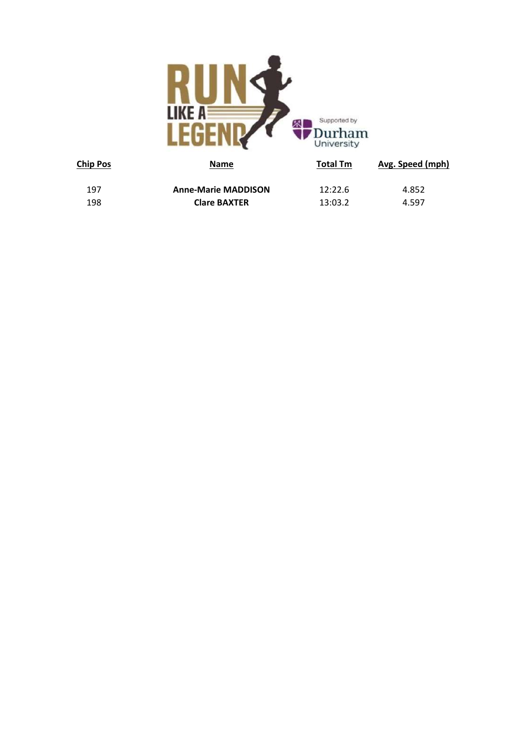| Chip Pos | Name | Total Tm | Avg. Speed (mph) |
|---|---|---|---|
| 197 | **Anne-Marie MADDISON** | 12:22.6 | 4.852 |
| 198 | **Clare BAXTER** | 13:03.2 | 4.597 |